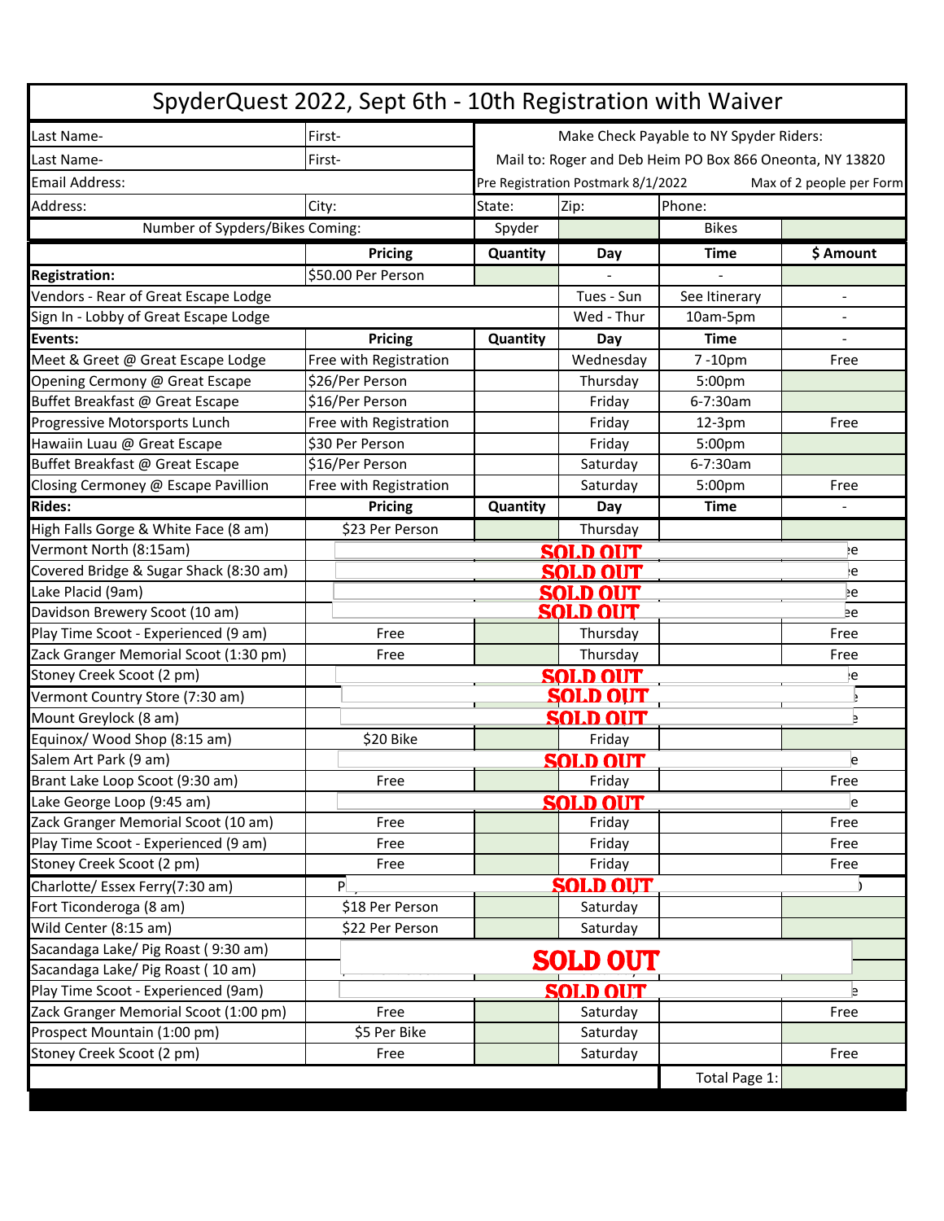# SpyderQuest 2022, Sept 6th - 10th Registration with Waiver

| | | | | | |
|---|---|---|---|---|---|
| Last Name- | First- | Make Check Payable to NY Spyder Riders: | | | |
| Last Name- | First- | Mail to: Roger and Deb Heim PO Box 866 Oneonta, NY 13820 | | | |
| Email Address: | | Pre Registration Postmark 8/1/2022 | | Max of 2 people per Form | |
| Address: | City: | State: | Zip: | Phone: | |
| Number of Spyders/Bikes Coming: | | Spyder | | Bikes | |

| | Pricing | Quantity | Day | Time | $ Amount |
|---|---|---|---|---|---|
| **Registration:** | $50.00 Per Person | | - | - | |
| Vendors - Rear of Great Escape Lodge | | | Tues - Sun | See Itinerary | - |
| Sign In - Lobby of Great Escape Lodge | | | Wed - Thur | 10am-5pm | - |
| **Events:** | **Pricing** | **Quantity** | **Day** | **Time** | - |
| Meet & Greet @ Great Escape Lodge | Free with Registration | | Wednesday | 7 -10pm | Free |
| Opening Cermony @ Great Escape | $26/Per Person | | Thursday | 5:00pm | |
| Buffet Breakfast @ Great Escape | $16/Per Person | | Friday | 6-7:30am | |
| Progressive Motorsports Lunch | Free with Registration | | Friday | 12-3pm | Free |
| Hawaiin Luau @ Great Escape | $30 Per Person | | Friday | 5:00pm | |
| Buffet Breakfast @ Great Escape | $16/Per Person | | Saturday | 6-7:30am | |
| Closing Cermoney @ Escape Pavillion | Free with Registration | | Saturday | 5:00pm | Free |
| **Rides:** | **Pricing** | **Quantity** | **Day** | **Time** | - |
| High Falls Gorge & White Face (8 am) | $23 Per Person | | Thursday | | |
| Vermont North (8:15am) | SOLD OUT | | | | |
| Covered Bridge & Sugar Shack (8:30 am) | SOLD OUT | | | | |
| Lake Placid (9am) | SOLD OUT | | | | |
| Davidson Brewery Scoot (10 am) | SOLD OUT | | | | |
| Play Time Scoot - Experienced (9 am) | Free | | Thursday | | Free |
| Zack Granger Memorial Scoot (1:30 pm) | Free | | Thursday | | Free |
| Stoney Creek Scoot (2 pm) | SOLD OUT | | | | |
| Vermont Country Store (7:30 am) | SOLD OUT | | | | |
| Mount Greylock (8 am) | SOLD OUT | | | | |
| Equinox/ Wood Shop (8:15 am) | $20 Bike | | Friday | | |
| Salem Art Park (9 am) | SOLD OUT | | | | |
| Brant Lake Loop Scoot (9:30 am) | Free | | Friday | | Free |
| Lake George Loop (9:45 am) | SOLD OUT | | | | |
| Zack Granger Memorial Scoot (10 am) | Free | | Friday | | Free |
| Play Time Scoot - Experienced (9 am) | Free | | Friday | | Free |
| Stoney Creek Scoot (2 pm) | Free | | Friday | | Free |
| Charlotte/ Essex Ferry(7:30 am) | SOLD OUT | | | | |
| Fort Ticonderoga (8 am) | $18 Per Person | | Saturday | | |
| Wild Center (8:15 am) | $22 Per Person | | Saturday | | |
| Sacandaga Lake/ Pig Roast ( 9:30 am) | SOLD OUT | | | | |
| Sacandaga Lake/ Pig Roast ( 10 am) | SOLD OUT | | | | |
| Play Time Scoot - Experienced (9am) | SOLD OUT | | | | |
| Zack Granger Memorial Scoot (1:00 pm) | Free | | Saturday | | Free |
| Prospect Mountain (1:00 pm) | $5 Per Bike | | Saturday | | |
| Stoney Creek Scoot (2 pm) | Free | | Saturday | | Free |
| | | | | Total Page 1: | |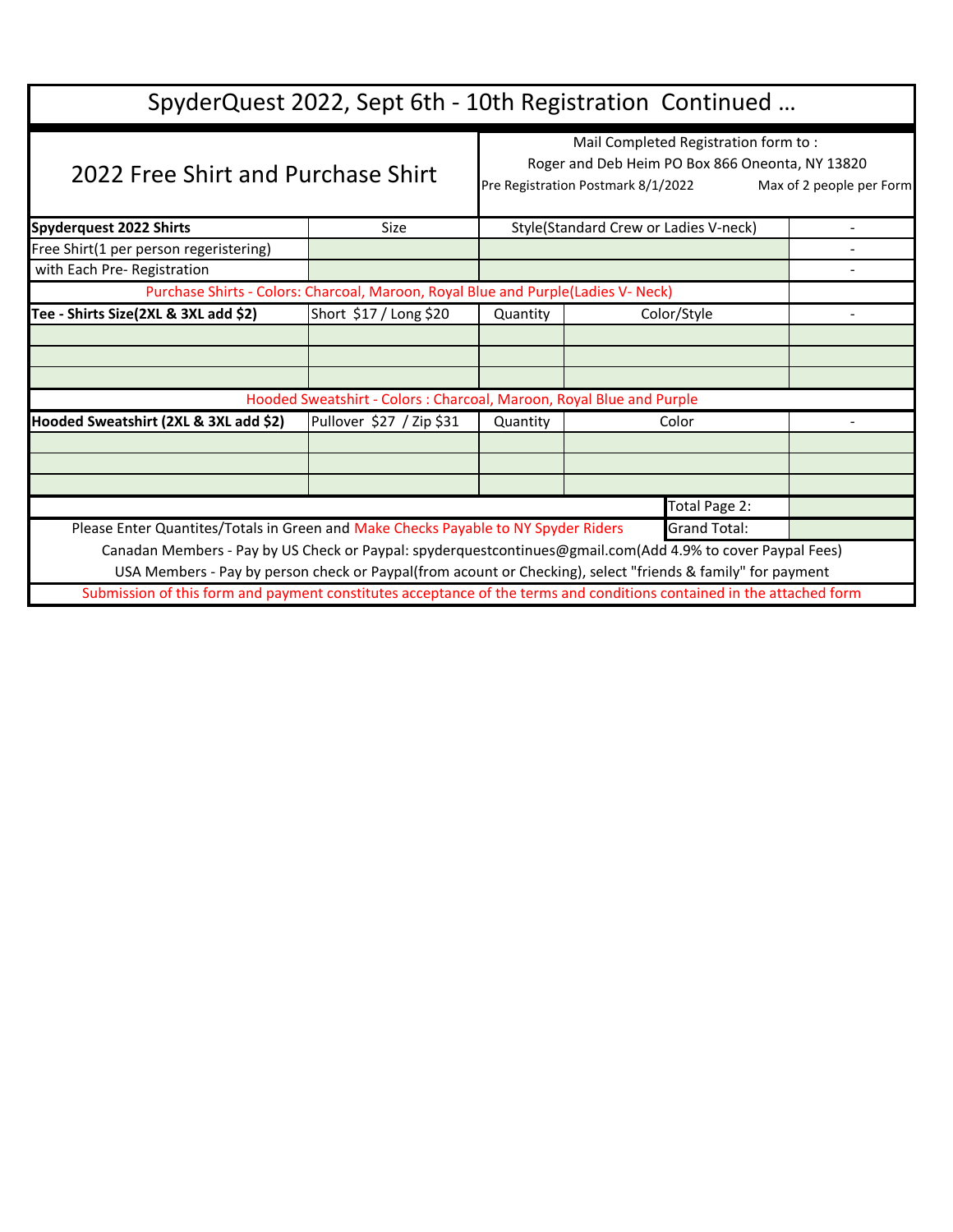# SpyderQuest 2022, Sept 6th - 10th Registration Continued …

## 2022 Free Shirt and Purchase Shirt

Mail Completed Registration form to :
Roger and Deb Heim PO Box 866 Oneonta, NY 13820
Pre Registration Postmark 8/1/2022 Max of 2 people per Form

| Spyderquest 2022 Shirts | Size | Style(Standard Crew or Ladies V-neck) | | - |
|---|---|---|---|---|
| Free Shirt(1 per person regeristering) | | | | - |
| with Each Pre- Registration | | | | - |
| Purchase Shirts - Colors: Charcoal, Maroon, Royal Blue and Purple(Ladies V- Neck) | | | | |
| **Tee - Shirts Size(2XL & 3XL add $2)** | Short $17 / Long $20 | Quantity | Color/Style | - |
| | | | | |
| | | | | |
| | | | | |
| Hooded Sweatshirt - Colors : Charcoal, Maroon, Royal Blue and Purple | | | | |
| **Hooded Sweatshirt (2XL & 3XL add $2)** | Pullover $27 / Zip $31 | Quantity | Color | - |
| | | | | |
| | | | | |
| | | | | |
| | | | Total Page 2: | |
| Please Enter Quantites/Totals in Green and Make Checks Payable to NY Spyder Riders | | | Grand Total: | |

Canadan Members - Pay by US Check or Paypal: spyderquestcontinues@gmail.com(Add 4.9% to cover Paypal Fees)

USA Members - Pay by person check or Paypal(from acount or Checking), select "friends & family" for payment

Submission of this form and payment constitutes acceptance of the terms and conditions contained in the attached form